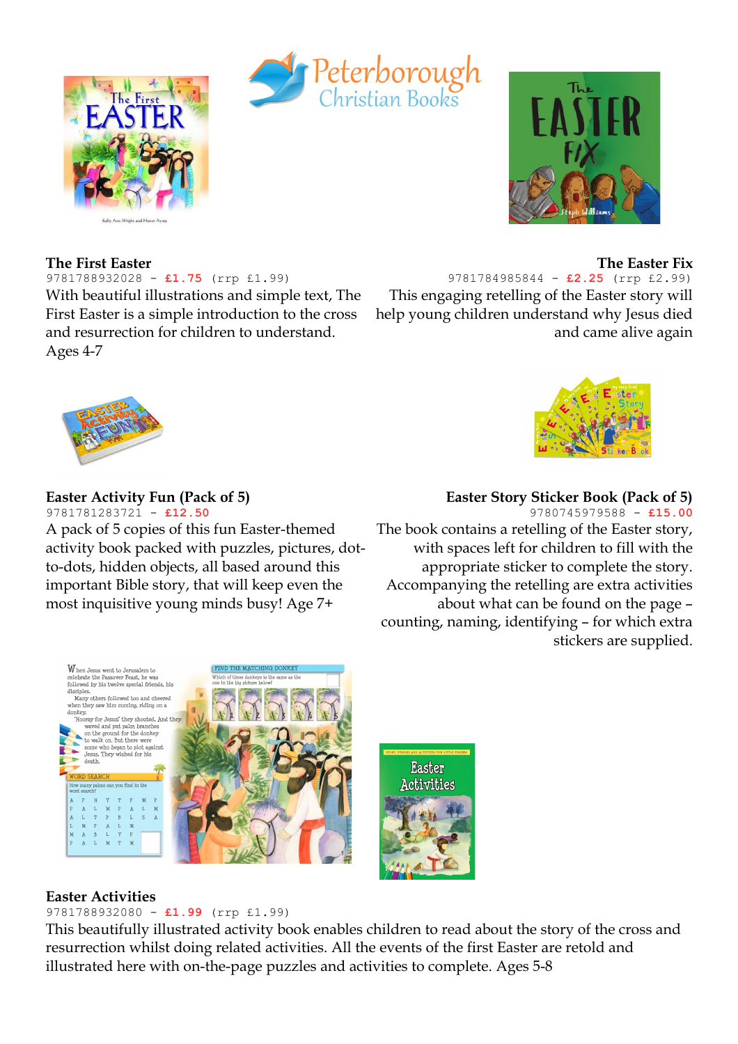**The First Easter**
9781788932028 - **£1.75** (rrp £1.99)
With beautiful illustrations and simple text, The First Easter is a simple introduction to the cross and resurrection for children to understand. Ages 4-7

**The Easter Fix**
9781784985844 - **£2.25** (rrp £2.99)
This engaging retelling of the Easter story will help young children understand why Jesus died and came alive again

**Easter Activity Fun (Pack of 5)**
9781781283721 - **£12.50**
A pack of 5 copies of this fun Easter-themed activity book packed with puzzles, pictures, dot-to-dots, hidden objects, all based around this important Bible story, that will keep even the most inquisitive young minds busy! Age 7+

**Easter Story Sticker Book (Pack of 5)**
9780745979588 - **£15.00**
The book contains a retelling of the Easter story, with spaces left for children to fill with the appropriate sticker to complete the story. Accompanying the retelling are extra activities about what can be found on the page – counting, naming, identifying – for which extra stickers are supplied.

**Easter Activities**
9781788932080 - **£1.99** (rrp £1.99)
This beautifully illustrated activity book enables children to read about the story of the cross and resurrection whilst doing related activities. All the events of the first Easter are retold and illustrated here with on-the-page puzzles and activities to complete. Ages 5-8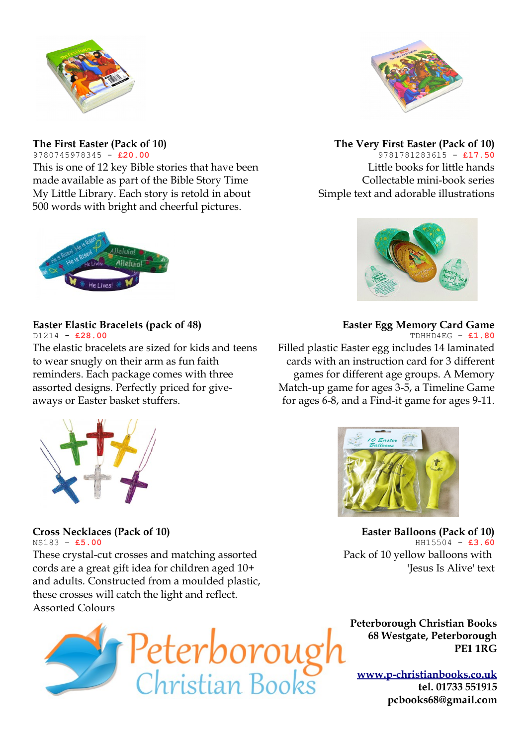**The First Easter (Pack of 10)**
9780745978345 - **£20.00**
This is one of 12 key Bible stories that have been made available as part of the Bible Story Time My Little Library. Each story is retold in about 500 words with bright and cheerful pictures.

**The Very First Easter (Pack of 10)**
9781781283615 - **£17.50**
Little books for little hands
Collectable mini-book series
Simple text and adorable illustrations

**Easter Elastic Bracelets (pack of 48)**
D1214 - **£28.00**
The elastic bracelets are sized for kids and teens to wear snugly on their arm as fun faith reminders. Each package comes with three assorted designs. Perfectly priced for give-aways or Easter basket stuffers.

**Easter Egg Memory Card Game**
TDHHD4EG - **£1.80**
Filled plastic Easter egg includes 14 laminated cards with an instruction card for 3 different games for different age groups. A Memory Match-up game for ages 3-5, a Timeline Game for ages 6-8, and a Find-it game for ages 9-11.

**Cross Necklaces (Pack of 10)**
NS183 - **£5.00**
These crystal-cut crosses and matching assorted cords are a great gift idea for children aged 10+ and adults. Constructed from a moulded plastic, these crosses will catch the light and reflect. Assorted Colours

**Easter Balloons (Pack of 10)**
HH15504 - **£3.60**
Pack of 10 yellow balloons with 'Jesus Is Alive' text

Peterborough Christian Books

**Peterborough Christian Books**
**68 Westgate, Peterborough**
**PE1 1RG**

**www.p-christianbooks.co.uk**
**tel. 01733 551915**
**pcbooks68@gmail.com**